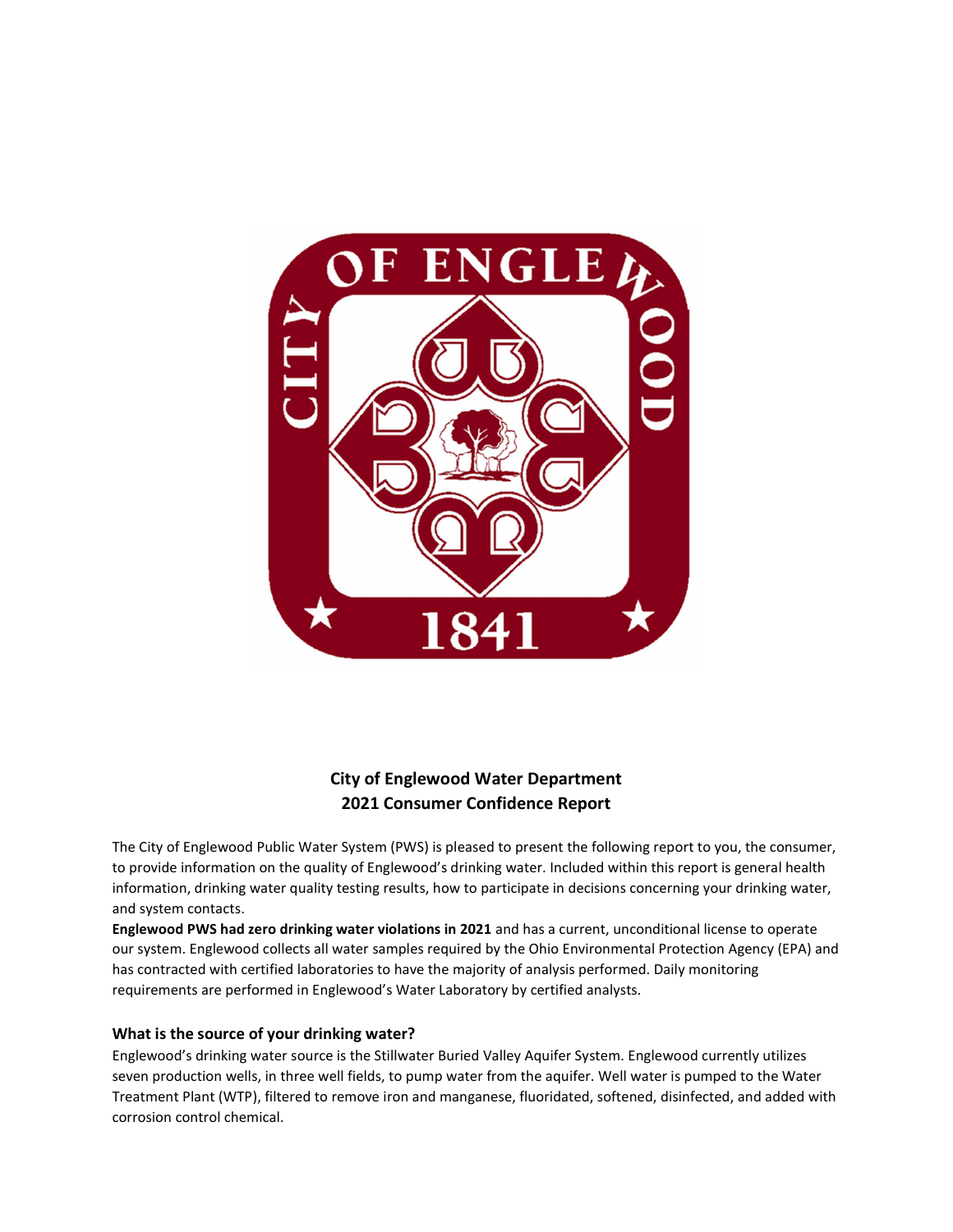**City of Englewood Water Department**
**2021 Consumer Confidence Report**

The City of Englewood Public Water System (PWS) is pleased to present the following report to you, the consumer, to provide information on the quality of Englewood's drinking water. Included within this report is general health information, drinking water quality testing results, how to participate in decisions concerning your drinking water, and system contacts.

**Englewood PWS had zero drinking water violations in 2021** and has a current, unconditional license to operate our system. Englewood collects all water samples required by the Ohio Environmental Protection Agency (EPA) and has contracted with certified laboratories to have the majority of analysis performed. Daily monitoring requirements are performed in Englewood's Water Laboratory by certified analysts.

### What is the source of your drinking water?

Englewood's drinking water source is the Stillwater Buried Valley Aquifer System. Englewood currently utilizes seven production wells, in three well fields, to pump water from the aquifer. Well water is pumped to the Water Treatment Plant (WTP), filtered to remove iron and manganese, fluoridated, softened, disinfected, and added with corrosion control chemical.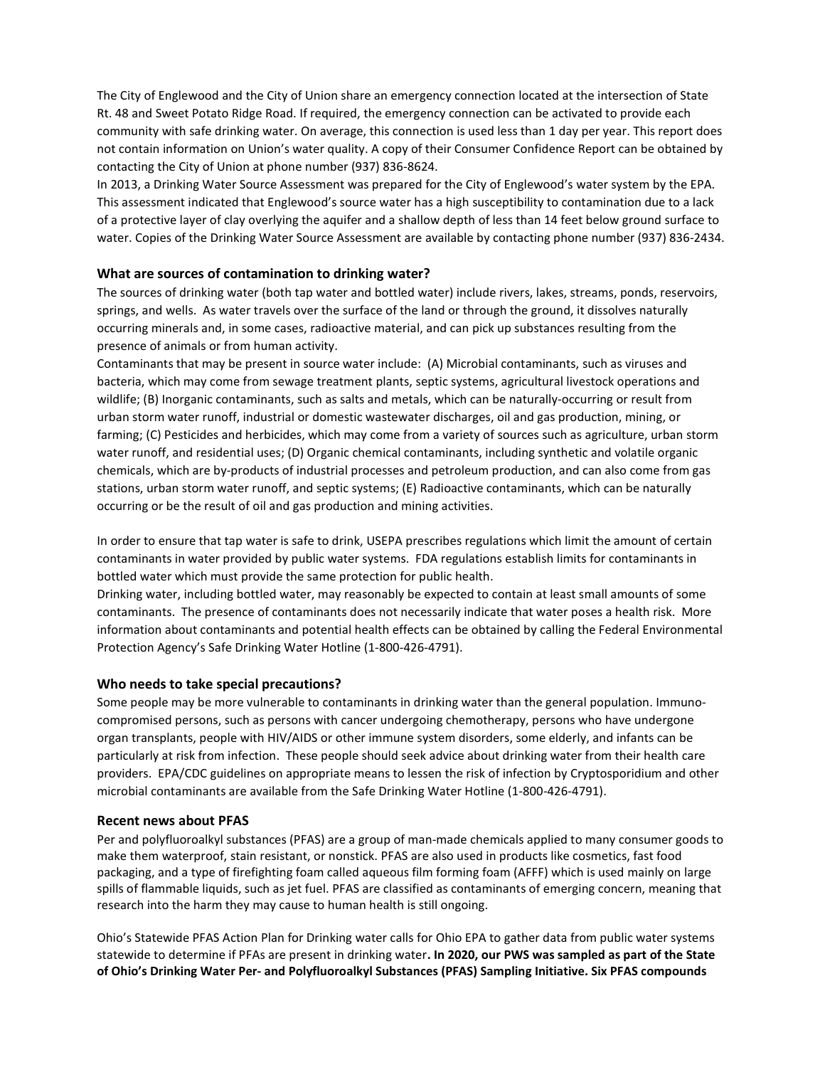The City of Englewood and the City of Union share an emergency connection located at the intersection of State Rt. 48 and Sweet Potato Ridge Road. If required, the emergency connection can be activated to provide each community with safe drinking water. On average, this connection is used less than 1 day per year. This report does not contain information on Union's water quality. A copy of their Consumer Confidence Report can be obtained by contacting the City of Union at phone number (937) 836-8624.

In 2013, a Drinking Water Source Assessment was prepared for the City of Englewood's water system by the EPA. This assessment indicated that Englewood's source water has a high susceptibility to contamination due to a lack of a protective layer of clay overlying the aquifer and a shallow depth of less than 14 feet below ground surface to water. Copies of the Drinking Water Source Assessment are available by contacting phone number (937) 836-2434.

### What are sources of contamination to drinking water?

The sources of drinking water (both tap water and bottled water) include rivers, lakes, streams, ponds, reservoirs, springs, and wells. As water travels over the surface of the land or through the ground, it dissolves naturally occurring minerals and, in some cases, radioactive material, and can pick up substances resulting from the presence of animals or from human activity.

Contaminants that may be present in source water include: (A) Microbial contaminants, such as viruses and bacteria, which may come from sewage treatment plants, septic systems, agricultural livestock operations and wildlife; (B) Inorganic contaminants, such as salts and metals, which can be naturally-occurring or result from urban storm water runoff, industrial or domestic wastewater discharges, oil and gas production, mining, or farming; (C) Pesticides and herbicides, which may come from a variety of sources such as agriculture, urban storm water runoff, and residential uses; (D) Organic chemical contaminants, including synthetic and volatile organic chemicals, which are by-products of industrial processes and petroleum production, and can also come from gas stations, urban storm water runoff, and septic systems; (E) Radioactive contaminants, which can be naturally occurring or be the result of oil and gas production and mining activities.

In order to ensure that tap water is safe to drink, USEPA prescribes regulations which limit the amount of certain contaminants in water provided by public water systems. FDA regulations establish limits for contaminants in bottled water which must provide the same protection for public health.

Drinking water, including bottled water, may reasonably be expected to contain at least small amounts of some contaminants. The presence of contaminants does not necessarily indicate that water poses a health risk. More information about contaminants and potential health effects can be obtained by calling the Federal Environmental Protection Agency's Safe Drinking Water Hotline (1-800-426-4791).

### Who needs to take special precautions?

Some people may be more vulnerable to contaminants in drinking water than the general population. Immuno-compromised persons, such as persons with cancer undergoing chemotherapy, persons who have undergone organ transplants, people with HIV/AIDS or other immune system disorders, some elderly, and infants can be particularly at risk from infection. These people should seek advice about drinking water from their health care providers. EPA/CDC guidelines on appropriate means to lessen the risk of infection by Cryptosporidium and other microbial contaminants are available from the Safe Drinking Water Hotline (1-800-426-4791).

### Recent news about PFAS

Per and polyfluoroalkyl substances (PFAS) are a group of man-made chemicals applied to many consumer goods to make them waterproof, stain resistant, or nonstick. PFAS are also used in products like cosmetics, fast food packaging, and a type of firefighting foam called aqueous film forming foam (AFFF) which is used mainly on large spills of flammable liquids, such as jet fuel. PFAS are classified as contaminants of emerging concern, meaning that research into the harm they may cause to human health is still ongoing.

Ohio's Statewide PFAS Action Plan for Drinking water calls for Ohio EPA to gather data from public water systems statewide to determine if PFAs are present in drinking water**. In 2020, our PWS was sampled as part of the State of Ohio's Drinking Water Per- and Polyfluoroalkyl Substances (PFAS) Sampling Initiative. Six PFAS compounds**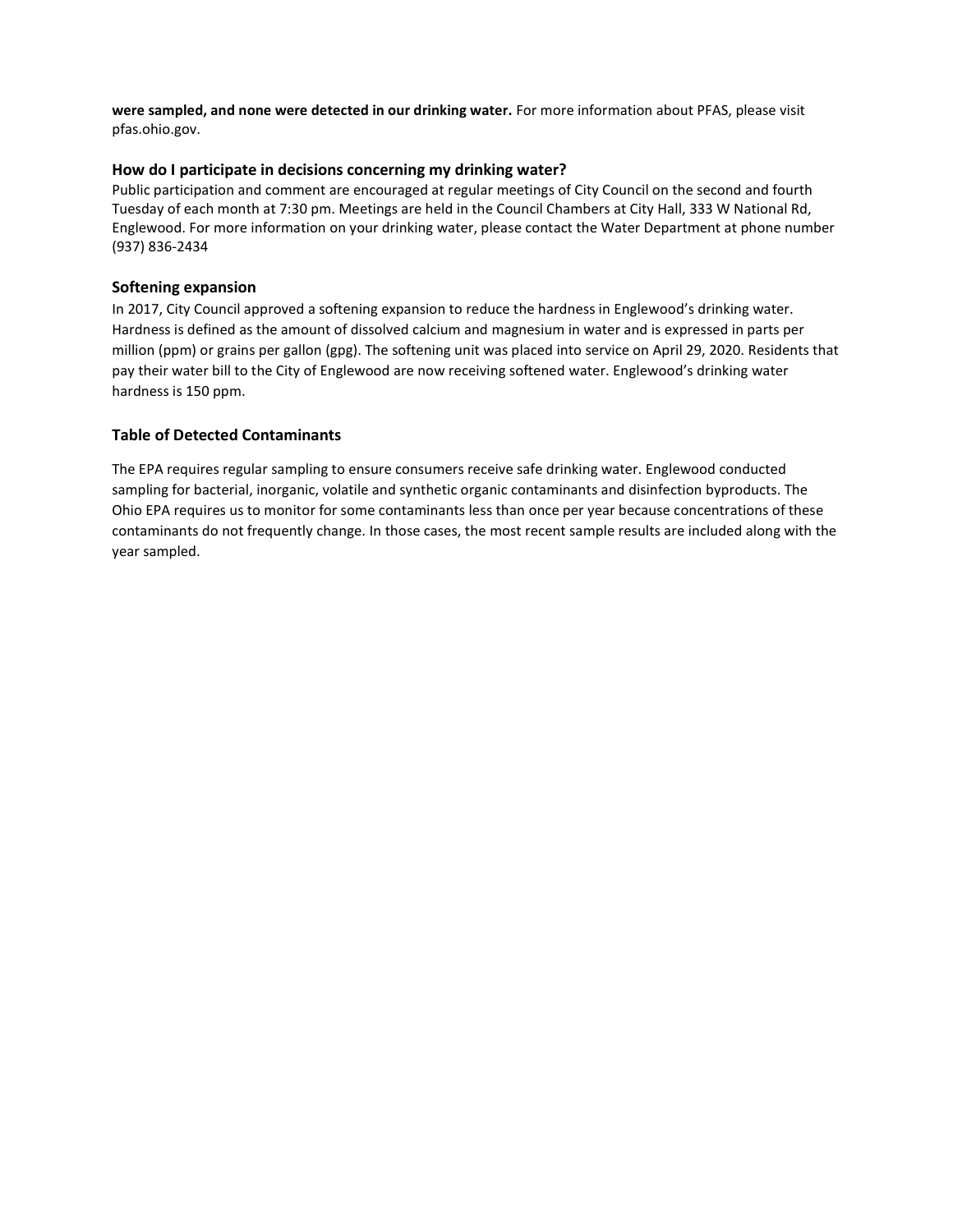**were sampled, and none were detected in our drinking water.** For more information about PFAS, please visit pfas.ohio.gov.

### How do I participate in decisions concerning my drinking water?

Public participation and comment are encouraged at regular meetings of City Council on the second and fourth Tuesday of each month at 7:30 pm. Meetings are held in the Council Chambers at City Hall, 333 W National Rd, Englewood. For more information on your drinking water, please contact the Water Department at phone number (937) 836-2434

### Softening expansion

In 2017, City Council approved a softening expansion to reduce the hardness in Englewood's drinking water. Hardness is defined as the amount of dissolved calcium and magnesium in water and is expressed in parts per million (ppm) or grains per gallon (gpg). The softening unit was placed into service on April 29, 2020. Residents that pay their water bill to the City of Englewood are now receiving softened water. Englewood's drinking water hardness is 150 ppm.

### Table of Detected Contaminants

The EPA requires regular sampling to ensure consumers receive safe drinking water. Englewood conducted sampling for bacterial, inorganic, volatile and synthetic organic contaminants and disinfection byproducts. The Ohio EPA requires us to monitor for some contaminants less than once per year because concentrations of these contaminants do not frequently change. In those cases, the most recent sample results are included along with the year sampled.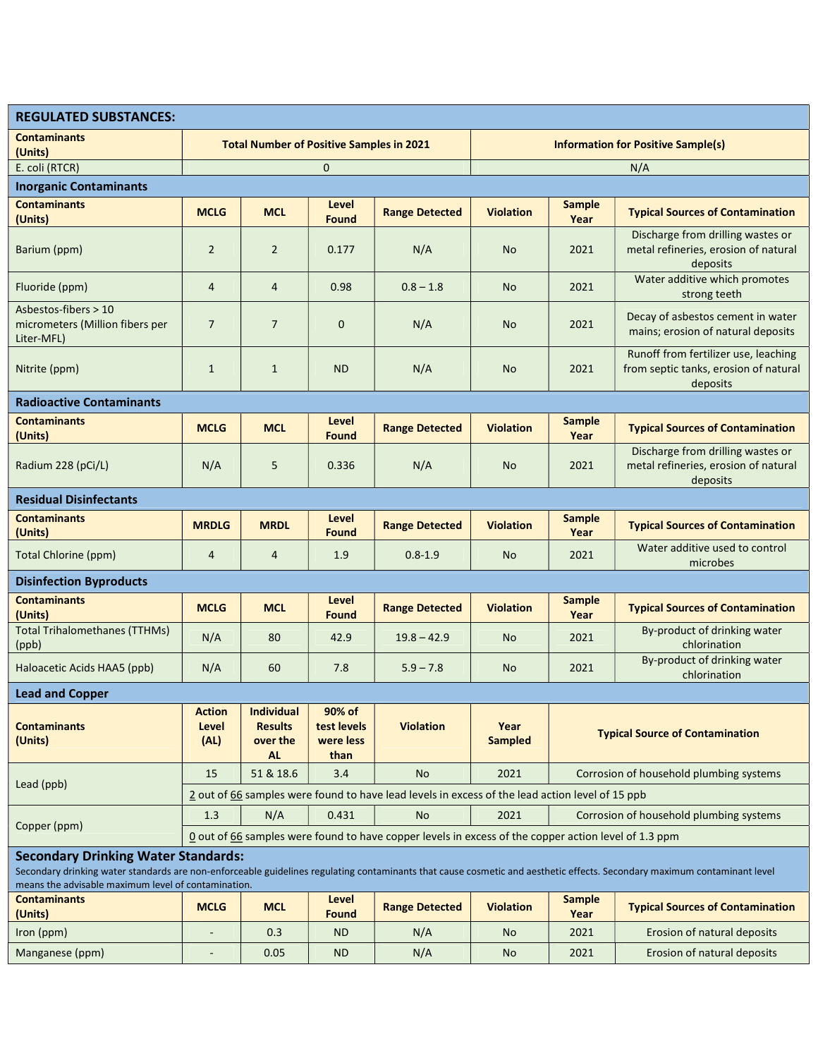## REGULATED SUBSTANCES:

| Contaminants (Units) | Total Number of Positive Samples in 2021 | Information for Positive Sample(s) |
|---|---|---|
| E. coli (RTCR) | 0 | N/A |

### Inorganic Contaminants

| Contaminants (Units) | MCLG | MCL | Level Found | Range Detected | Violation | Sample Year | Typical Sources of Contamination |
|---|---|---|---|---|---|---|---|
| Barium (ppm) | 2 | 2 | 0.177 | N/A | No | 2021 | Discharge from drilling wastes or metal refineries, erosion of natural deposits |
| Fluoride (ppm) | 4 | 4 | 0.98 | 0.8 – 1.8 | No | 2021 | Water additive which promotes strong teeth |
| Asbestos-fibers > 10 micrometers (Million fibers per Liter-MFL) | 7 | 7 | 0 | N/A | No | 2021 | Decay of asbestos cement in water mains; erosion of natural deposits |
| Nitrite (ppm) | 1 | 1 | ND | N/A | No | 2021 | Runoff from fertilizer use, leaching from septic tanks, erosion of natural deposits |

### Radioactive Contaminants

| Contaminants (Units) | MCLG | MCL | Level Found | Range Detected | Violation | Sample Year | Typical Sources of Contamination |
|---|---|---|---|---|---|---|---|
| Radium 228 (pCi/L) | N/A | 5 | 0.336 | N/A | No | 2021 | Discharge from drilling wastes or metal refineries, erosion of natural deposits |

### Residual Disinfectants

| Contaminants (Units) | MRDLG | MRDL | Level Found | Range Detected | Violation | Sample Year | Typical Sources of Contamination |
|---|---|---|---|---|---|---|---|
| Total Chlorine (ppm) | 4 | 4 | 1.9 | 0.8-1.9 | No | 2021 | Water additive used to control microbes |

### Disinfection Byproducts

| Contaminants (Units) | MCLG | MCL | Level Found | Range Detected | Violation | Sample Year | Typical Sources of Contamination |
|---|---|---|---|---|---|---|---|
| Total Trihalomethanes (TTHMs) (ppb) | N/A | 80 | 42.9 | 19.8 – 42.9 | No | 2021 | By-product of drinking water chlorination |
| Haloacetic Acids HAA5 (ppb) | N/A | 60 | 7.8 | 5.9 – 7.8 | No | 2021 | By-product of drinking water chlorination |

### Lead and Copper

| Contaminants (Units) | Action Level (AL) | Individual Results over the AL | 90% of test levels were less than | Violation | Year Sampled | Typical Source of Contamination |
|---|---|---|---|---|---|---|
| Lead (ppb) | 15 | 51 & 18.6 | 3.4 | No | 2021 | Corrosion of household plumbing systems |
| | 2 out of 66 samples were found to have lead levels in excess of the lead action level of 15 ppb | | | | | |
| Copper (ppm) | 1.3 | N/A | 0.431 | No | 2021 | Corrosion of household plumbing systems |
| | 0 out of 66 samples were found to have copper levels in excess of the copper action level of 1.3 ppm | | | | | |

### Secondary Drinking Water Standards:

Secondary drinking water standards are non-enforceable guidelines regulating contaminants that cause cosmetic and aesthetic effects. Secondary maximum contaminant level means the advisable maximum level of contamination.

| Contaminants (Units) | MCLG | MCL | Level Found | Range Detected | Violation | Sample Year | Typical Sources of Contamination |
|---|---|---|---|---|---|---|---|
| Iron (ppm) | - | 0.3 | ND | N/A | No | 2021 | Erosion of natural deposits |
| Manganese (ppm) | - | 0.05 | ND | N/A | No | 2021 | Erosion of natural deposits |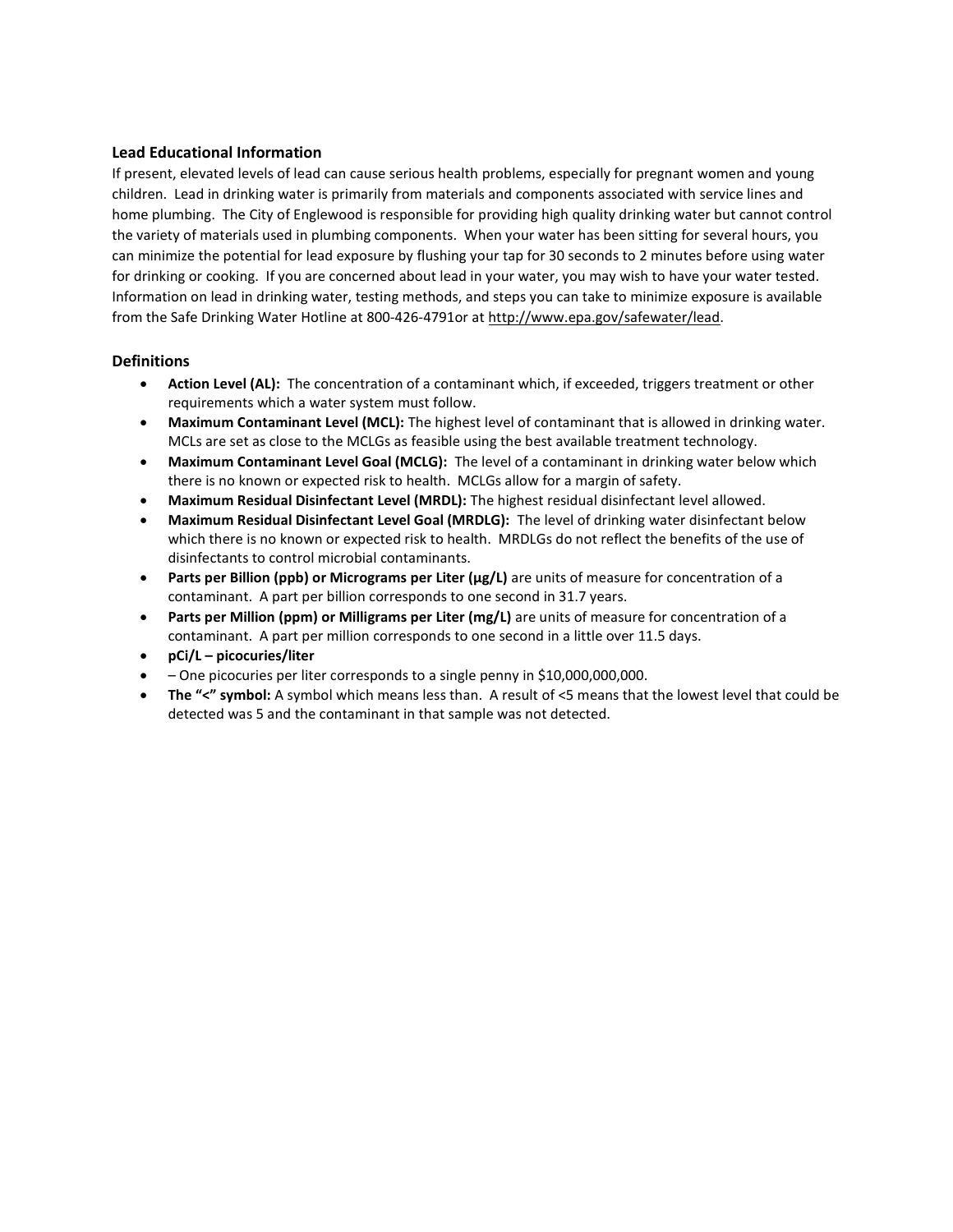## Lead Educational Information

If present, elevated levels of lead can cause serious health problems, especially for pregnant women and young children. Lead in drinking water is primarily from materials and components associated with service lines and home plumbing. The City of Englewood is responsible for providing high quality drinking water but cannot control the variety of materials used in plumbing components. When your water has been sitting for several hours, you can minimize the potential for lead exposure by flushing your tap for 30 seconds to 2 minutes before using water for drinking or cooking. If you are concerned about lead in your water, you may wish to have your water tested. Information on lead in drinking water, testing methods, and steps you can take to minimize exposure is available from the Safe Drinking Water Hotline at 800-426-4791or at http://www.epa.gov/safewater/lead.

## Definitions

- **Action Level (AL):** The concentration of a contaminant which, if exceeded, triggers treatment or other requirements which a water system must follow.
- **Maximum Contaminant Level (MCL):** The highest level of contaminant that is allowed in drinking water. MCLs are set as close to the MCLGs as feasible using the best available treatment technology.
- **Maximum Contaminant Level Goal (MCLG):** The level of a contaminant in drinking water below which there is no known or expected risk to health. MCLGs allow for a margin of safety.
- **Maximum Residual Disinfectant Level (MRDL):** The highest residual disinfectant level allowed.
- **Maximum Residual Disinfectant Level Goal (MRDLG):** The level of drinking water disinfectant below which there is no known or expected risk to health. MRDLGs do not reflect the benefits of the use of disinfectants to control microbial contaminants.
- **Parts per Billion (ppb) or Micrograms per Liter (µg/L)** are units of measure for concentration of a contaminant. A part per billion corresponds to one second in 31.7 years.
- **Parts per Million (ppm) or Milligrams per Liter (mg/L)** are units of measure for concentration of a contaminant. A part per million corresponds to one second in a little over 11.5 days.
- **pCi/L – picocuries/liter**
- – One picocuries per liter corresponds to a single penny in $10,000,000,000.
- **The "<" symbol:** A symbol which means less than. A result of <5 means that the lowest level that could be detected was 5 and the contaminant in that sample was not detected.